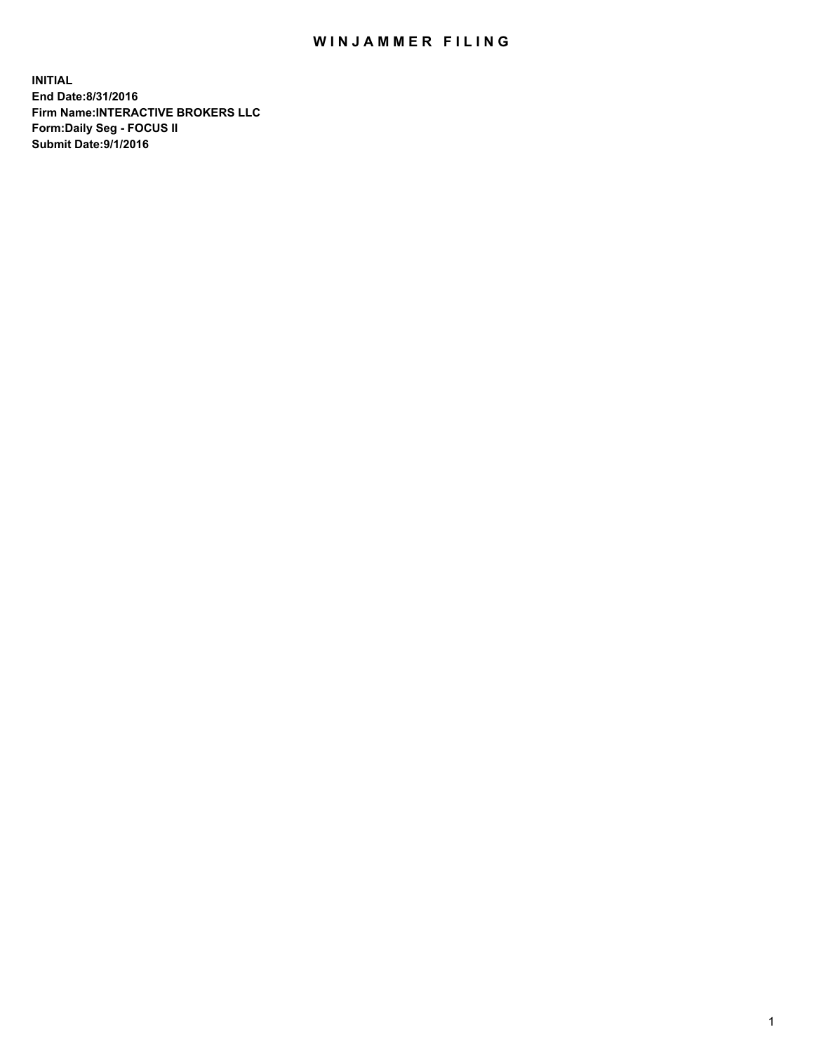# WINJAMMER FILING

**INITIAL**
**End Date:8/31/2016**
**Firm Name:INTERACTIVE BROKERS LLC**
**Form:Daily Seg - FOCUS II**
**Submit Date:9/1/2016**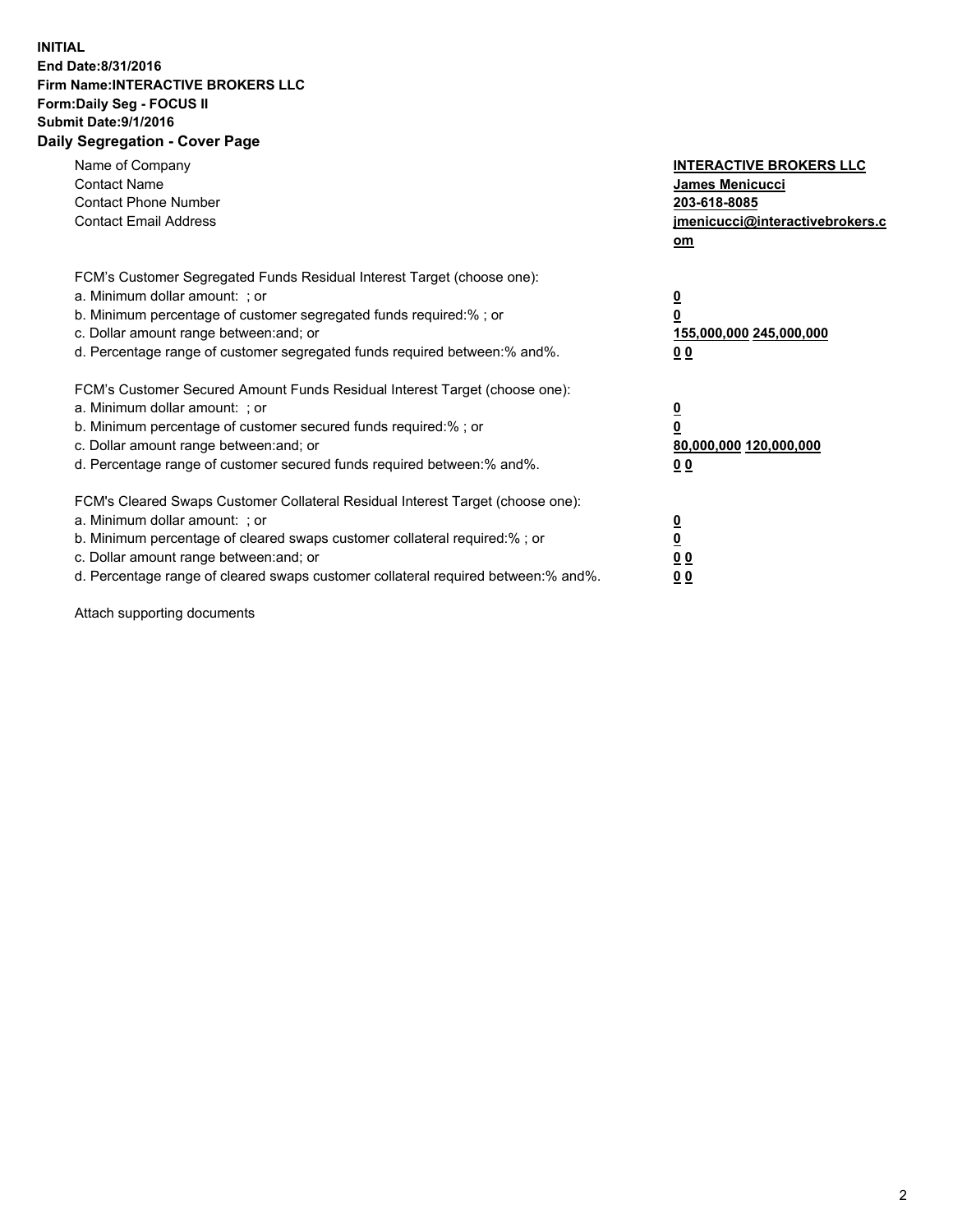**INITIAL**
**End Date:8/31/2016**
**Firm Name:INTERACTIVE BROKERS LLC**
**Form:Daily Seg - FOCUS II**
**Submit Date:9/1/2016**

## Daily Segregation - Cover Page

| | |
|---|---|
| Name of Company | **INTERACTIVE BROKERS LLC** |
| Contact Name | **James Menicucci** |
| Contact Phone Number | **203-618-8085** |
| Contact Email Address | **jmenicucci@interactivebrokers.com** |

FCM's Customer Segregated Funds Residual Interest Target (choose one):

| | |
|---|---|
| a. Minimum dollar amount: ; or | **0** |
| b. Minimum percentage of customer segregated funds required:% ; or | **0** |
| c. Dollar amount range between:and; or | **155,000,000 245,000,000** |
| d. Percentage range of customer segregated funds required between:% and%. | **0 0** |

FCM's Customer Secured Amount Funds Residual Interest Target (choose one):

| | |
|---|---|
| a. Minimum dollar amount: ; or | **0** |
| b. Minimum percentage of customer secured funds required:% ; or | **0** |
| c. Dollar amount range between:and; or | **80,000,000 120,000,000** |
| d. Percentage range of customer secured funds required between:% and%. | **0 0** |

FCM's Cleared Swaps Customer Collateral Residual Interest Target (choose one):

| | |
|---|---|
| a. Minimum dollar amount: ; or | **0** |
| b. Minimum percentage of cleared swaps customer collateral required:% ; or | **0** |
| c. Dollar amount range between:and; or | **0 0** |
| d. Percentage range of cleared swaps customer collateral required between:% and%. | **0 0** |

Attach supporting documents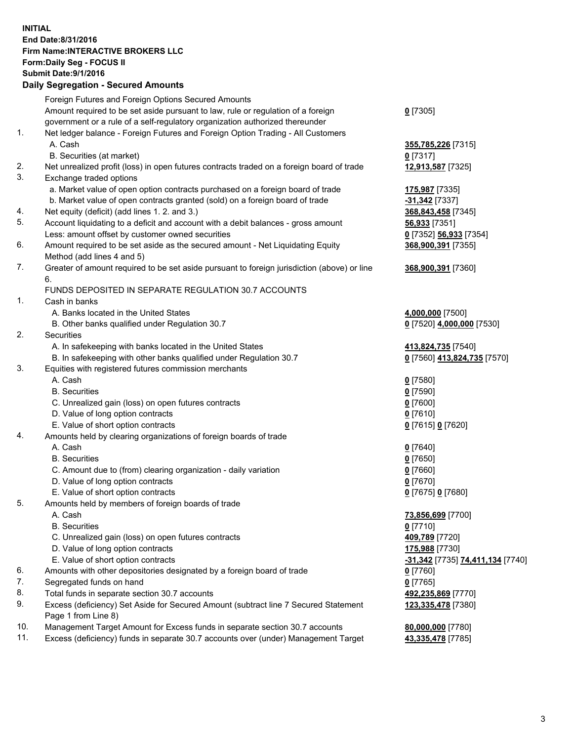**INITIAL**
**End Date:8/31/2016**
**Firm Name:INTERACTIVE BROKERS LLC**
**Form:Daily Seg - FOCUS II**
**Submit Date:9/1/2016**
**Daily Segregation - Secured Amounts**

| | | |
|---|---|---|
| | Foreign Futures and Foreign Options Secured Amounts | |
| | Amount required to be set aside pursuant to law, rule or regulation of a foreign government or a rule of a self-regulatory organization authorized thereunder | 0 [7305] |
| 1. | Net ledger balance - Foreign Futures and Foreign Option Trading - All Customers | |
| | A. Cash | 355,785,226 [7315] |
| | B. Securities (at market) | 0 [7317] |
| 2. | Net unrealized profit (loss) in open futures contracts traded on a foreign board of trade | 12,913,587 [7325] |
| 3. | Exchange traded options | |
| | a. Market value of open option contracts purchased on a foreign board of trade | 175,987 [7335] |
| | b. Market value of open contracts granted (sold) on a foreign board of trade | -31,342 [7337] |
| 4. | Net equity (deficit) (add lines 1. 2. and 3.) | 368,843,458 [7345] |
| 5. | Account liquidating to a deficit and account with a debit balances - gross amount | 56,933 [7351] |
| | Less: amount offset by customer owned securities | 0 [7352] 56,933 [7354] |
| 6. | Amount required to be set aside as the secured amount - Net Liquidating Equity Method (add lines 4 and 5) | 368,900,391 [7355] |
| 7. | Greater of amount required to be set aside pursuant to foreign jurisdiction (above) or line 6. | 368,900,391 [7360] |
| | FUNDS DEPOSITED IN SEPARATE REGULATION 30.7 ACCOUNTS | |
| 1. | Cash in banks | |
| | A. Banks located in the United States | 4,000,000 [7500] |
| | B. Other banks qualified under Regulation 30.7 | 0 [7520] 4,000,000 [7530] |
| 2. | Securities | |
| | A. In safekeeping with banks located in the United States | 413,824,735 [7540] |
| | B. In safekeeping with other banks qualified under Regulation 30.7 | 0 [7560] 413,824,735 [7570] |
| 3. | Equities with registered futures commission merchants | |
| | A. Cash | 0 [7580] |
| | B. Securities | 0 [7590] |
| | C. Unrealized gain (loss) on open futures contracts | 0 [7600] |
| | D. Value of long option contracts | 0 [7610] |
| | E. Value of short option contracts | 0 [7615] 0 [7620] |
| 4. | Amounts held by clearing organizations of foreign boards of trade | |
| | A. Cash | 0 [7640] |
| | B. Securities | 0 [7650] |
| | C. Amount due to (from) clearing organization - daily variation | 0 [7660] |
| | D. Value of long option contracts | 0 [7670] |
| | E. Value of short option contracts | 0 [7675] 0 [7680] |
| 5. | Amounts held by members of foreign boards of trade | |
| | A. Cash | 73,856,699 [7700] |
| | B. Securities | 0 [7710] |
| | C. Unrealized gain (loss) on open futures contracts | 409,789 [7720] |
| | D. Value of long option contracts | 175,988 [7730] |
| | E. Value of short option contracts | -31,342 [7735] 74,411,134 [7740] |
| 6. | Amounts with other depositories designated by a foreign board of trade | 0 [7760] |
| 7. | Segregated funds on hand | 0 [7765] |
| 8. | Total funds in separate section 30.7 accounts | 492,235,869 [7770] |
| 9. | Excess (deficiency) Set Aside for Secured Amount (subtract line 7 Secured Statement Page 1 from Line 8) | 123,335,478 [7380] |
| 10. | Management Target Amount for Excess funds in separate section 30.7 accounts | 80,000,000 [7780] |
| 11. | Excess (deficiency) funds in separate 30.7 accounts over (under) Management Target | 43,335,478 [7785] |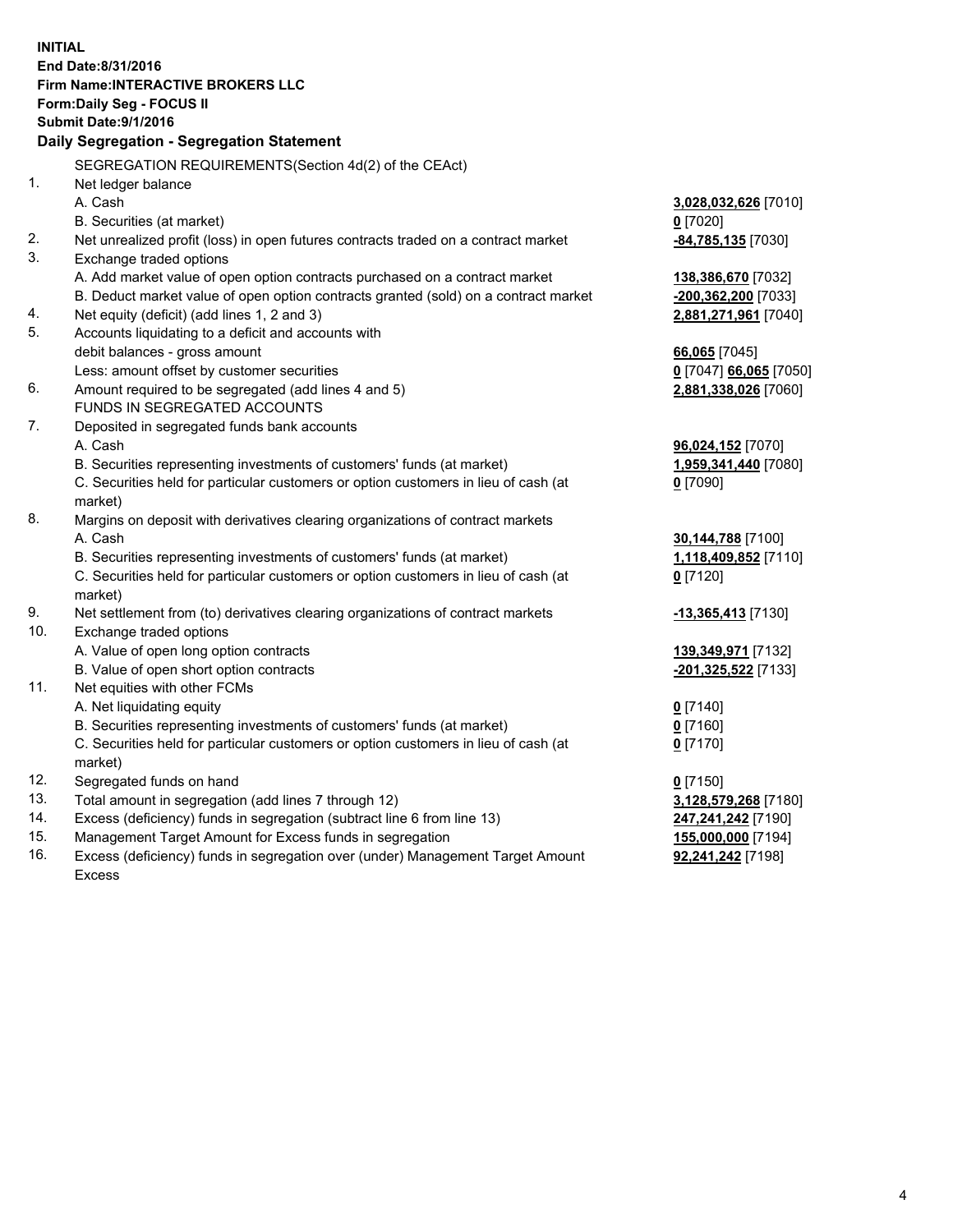**INITIAL**
**End Date:8/31/2016**
**Firm Name:INTERACTIVE BROKERS LLC**
**Form:Daily Seg - FOCUS II**
**Submit Date:9/1/2016**

## Daily Segregation - Segregation Statement

SEGREGATION REQUIREMENTS(Section 4d(2) of the CEAct)

| | | |
|---|---|---|
| 1. | Net ledger balance | |
| | A. Cash | **3,028,032,626** [7010] |
| | B. Securities (at market) | **0** [7020] |
| 2. | Net unrealized profit (loss) in open futures contracts traded on a contract market | **-84,785,135** [7030] |
| 3. | Exchange traded options | |
| | A. Add market value of open option contracts purchased on a contract market | **138,386,670** [7032] |
| | B. Deduct market value of open option contracts granted (sold) on a contract market | **-200,362,200** [7033] |
| 4. | Net equity (deficit) (add lines 1, 2 and 3) | **2,881,271,961** [7040] |
| 5. | Accounts liquidating to a deficit and accounts with debit balances - gross amount | **66,065** [7045] |
| | Less: amount offset by customer securities | **0** [7047] **66,065** [7050] |
| 6. | Amount required to be segregated (add lines 4 and 5) | **2,881,338,026** [7060] |
| | FUNDS IN SEGREGATED ACCOUNTS | |
| 7. | Deposited in segregated funds bank accounts | |
| | A. Cash | **96,024,152** [7070] |
| | B. Securities representing investments of customers' funds (at market) | **1,959,341,440** [7080] |
| | C. Securities held for particular customers or option customers in lieu of cash (at market) | **0** [7090] |
| 8. | Margins on deposit with derivatives clearing organizations of contract markets | |
| | A. Cash | **30,144,788** [7100] |
| | B. Securities representing investments of customers' funds (at market) | **1,118,409,852** [7110] |
| | C. Securities held for particular customers or option customers in lieu of cash (at market) | **0** [7120] |
| 9. | Net settlement from (to) derivatives clearing organizations of contract markets | **-13,365,413** [7130] |
| 10. | Exchange traded options | |
| | A. Value of open long option contracts | **139,349,971** [7132] |
| | B. Value of open short option contracts | **-201,325,522** [7133] |
| 11. | Net equities with other FCMs | |
| | A. Net liquidating equity | **0** [7140] |
| | B. Securities representing investments of customers' funds (at market) | **0** [7160] |
| | C. Securities held for particular customers or option customers in lieu of cash (at market) | **0** [7170] |
| 12. | Segregated funds on hand | **0** [7150] |
| 13. | Total amount in segregation (add lines 7 through 12) | **3,128,579,268** [7180] |
| 14. | Excess (deficiency) funds in segregation (subtract line 6 from line 13) | **247,241,242** [7190] |
| 15. | Management Target Amount for Excess funds in segregation | **155,000,000** [7194] |
| 16. | Excess (deficiency) funds in segregation over (under) Management Target Amount Excess | **92,241,242** [7198] |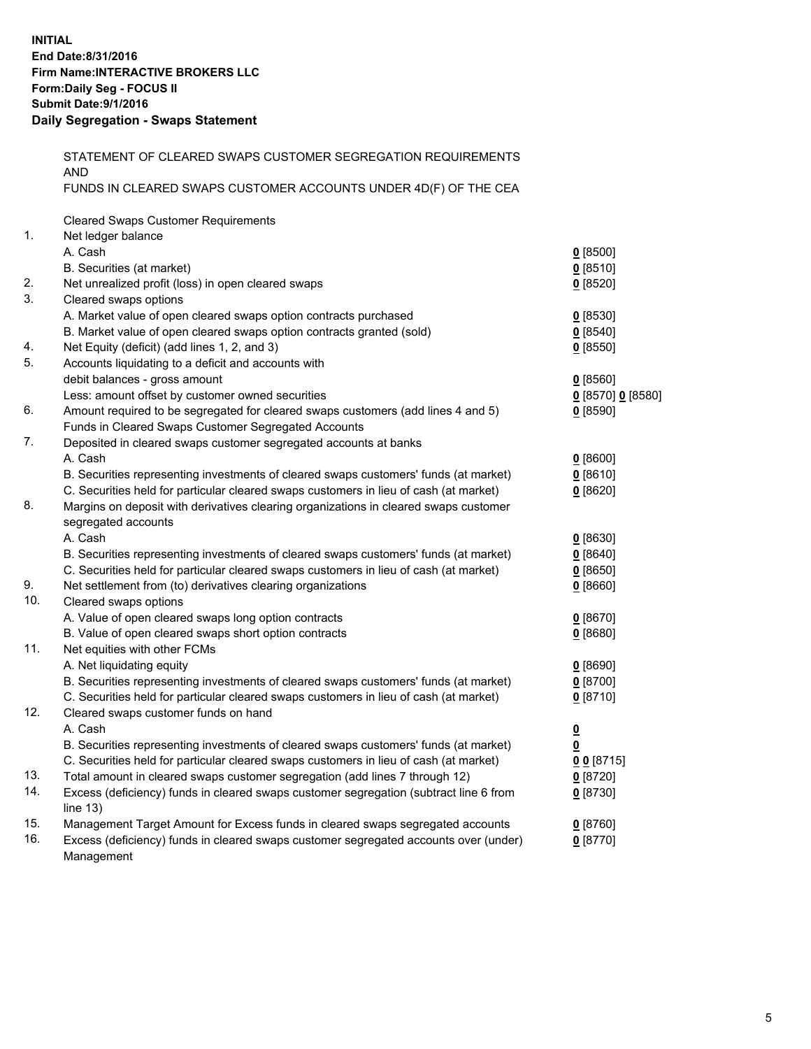**INITIAL**
**End Date:8/31/2016**
**Firm Name:INTERACTIVE BROKERS LLC**
**Form:Daily Seg - FOCUS II**
**Submit Date:9/1/2016**
**Daily Segregation - Swaps Statement**

STATEMENT OF CLEARED SWAPS CUSTOMER SEGREGATION REQUIREMENTS
AND
FUNDS IN CLEARED SWAPS CUSTOMER ACCOUNTS UNDER 4D(F) OF THE CEA

| | | |
|---|---|---|
| | Cleared Swaps Customer Requirements | |
| 1. | Net ledger balance | |
| | A. Cash | 0 [8500] |
| | B. Securities (at market) | 0 [8510] |
| 2. | Net unrealized profit (loss) in open cleared swaps | 0 [8520] |
| 3. | Cleared swaps options | |
| | A. Market value of open cleared swaps option contracts purchased | 0 [8530] |
| | B. Market value of open cleared swaps option contracts granted (sold) | 0 [8540] |
| 4. | Net Equity (deficit) (add lines 1, 2, and 3) | 0 [8550] |
| 5. | Accounts liquidating to a deficit and accounts with | |
| | debit balances - gross amount | 0 [8560] |
| | Less: amount offset by customer owned securities | 0 [8570] 0 [8580] |
| 6. | Amount required to be segregated for cleared swaps customers (add lines 4 and 5) | 0 [8590] |
| | Funds in Cleared Swaps Customer Segregated Accounts | |
| 7. | Deposited in cleared swaps customer segregated accounts at banks | |
| | A. Cash | 0 [8600] |
| | B. Securities representing investments of cleared swaps customers' funds (at market) | 0 [8610] |
| | C. Securities held for particular cleared swaps customers in lieu of cash (at market) | 0 [8620] |
| 8. | Margins on deposit with derivatives clearing organizations in cleared swaps customer segregated accounts | |
| | A. Cash | 0 [8630] |
| | B. Securities representing investments of cleared swaps customers' funds (at market) | 0 [8640] |
| | C. Securities held for particular cleared swaps customers in lieu of cash (at market) | 0 [8650] |
| 9. | Net settlement from (to) derivatives clearing organizations | 0 [8660] |
| 10. | Cleared swaps options | |
| | A. Value of open cleared swaps long option contracts | 0 [8670] |
| | B. Value of open cleared swaps short option contracts | 0 [8680] |
| 11. | Net equities with other FCMs | |
| | A. Net liquidating equity | 0 [8690] |
| | B. Securities representing investments of cleared swaps customers' funds (at market) | 0 [8700] |
| | C. Securities held for particular cleared swaps customers in lieu of cash (at market) | 0 [8710] |
| 12. | Cleared swaps customer funds on hand | |
| | A. Cash | 0 |
| | B. Securities representing investments of cleared swaps customers' funds (at market) | 0 |
| | C. Securities held for particular cleared swaps customers in lieu of cash (at market) | 0 0 [8715] |
| 13. | Total amount in cleared swaps customer segregation (add lines 7 through 12) | 0 [8720] |
| 14. | Excess (deficiency) funds in cleared swaps customer segregation (subtract line 6 from line 13) | 0 [8730] |
| 15. | Management Target Amount for Excess funds in cleared swaps segregated accounts | 0 [8760] |
| 16. | Excess (deficiency) funds in cleared swaps customer segregated accounts over (under) Management | 0 [8770] |